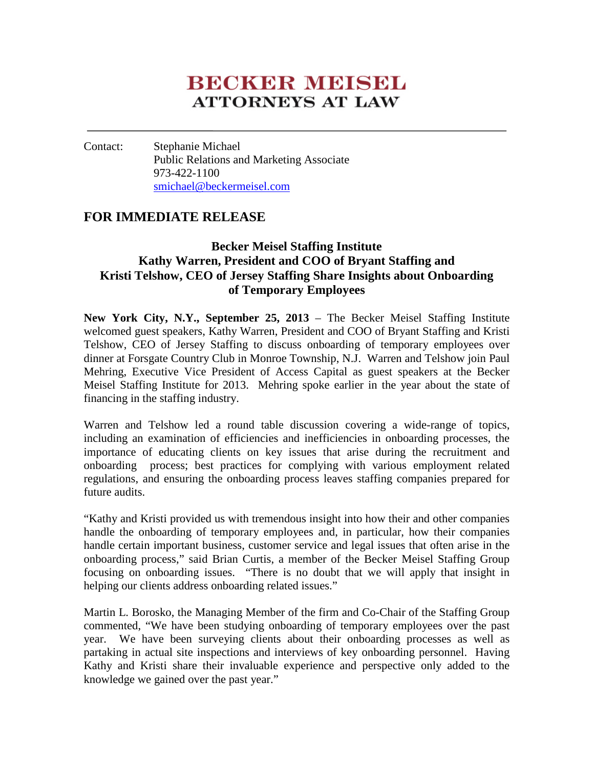# BECKER MEISEL
## ATTORNEYS AT LAW

---

Contact: Stephanie Michael
Public Relations and Marketing Associate
973-422-1100
smichael@beckermeisel.com

## FOR IMMEDIATE RELEASE

### Becker Meisel Staffing Institute
### Kathy Warren, President and COO of Bryant Staffing and Kristi Telshow, CEO of Jersey Staffing Share Insights about Onboarding of Temporary Employees

**New York City, N.Y., September 25, 2013** – The Becker Meisel Staffing Institute welcomed guest speakers, Kathy Warren, President and COO of Bryant Staffing and Kristi Telshow, CEO of Jersey Staffing to discuss onboarding of temporary employees over dinner at Forsgate Country Club in Monroe Township, N.J. Warren and Telshow join Paul Mehring, Executive Vice President of Access Capital as guest speakers at the Becker Meisel Staffing Institute for 2013. Mehring spoke earlier in the year about the state of financing in the staffing industry.

Warren and Telshow led a round table discussion covering a wide-range of topics, including an examination of efficiencies and inefficiencies in onboarding processes, the importance of educating clients on key issues that arise during the recruitment and onboarding process; best practices for complying with various employment related regulations, and ensuring the onboarding process leaves staffing companies prepared for future audits.

"Kathy and Kristi provided us with tremendous insight into how their and other companies handle the onboarding of temporary employees and, in particular, how their companies handle certain important business, customer service and legal issues that often arise in the onboarding process," said Brian Curtis, a member of the Becker Meisel Staffing Group focusing on onboarding issues. "There is no doubt that we will apply that insight in helping our clients address onboarding related issues."

Martin L. Borosko, the Managing Member of the firm and Co-Chair of the Staffing Group commented, "We have been studying onboarding of temporary employees over the past year. We have been surveying clients about their onboarding processes as well as partaking in actual site inspections and interviews of key onboarding personnel. Having Kathy and Kristi share their invaluable experience and perspective only added to the knowledge we gained over the past year."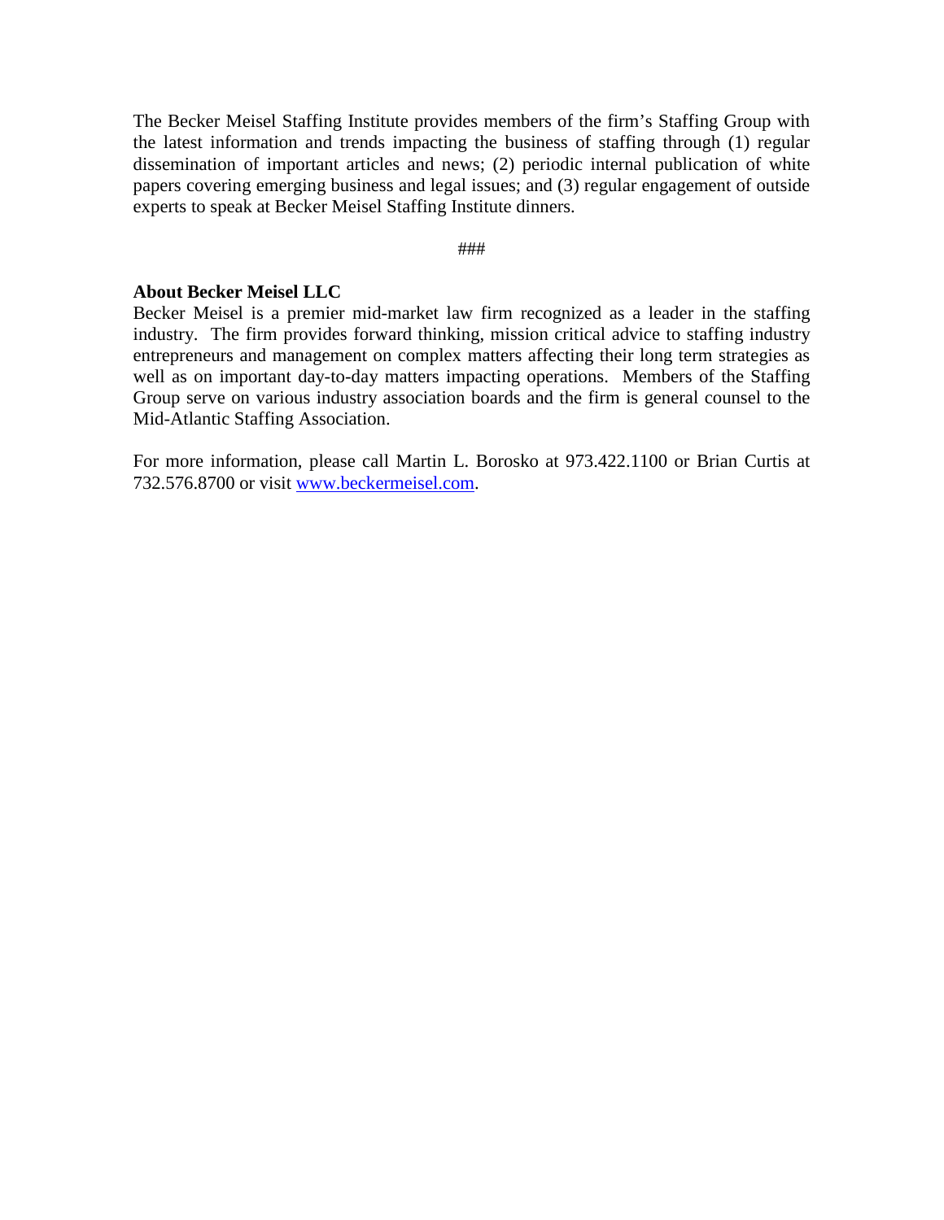The Becker Meisel Staffing Institute provides members of the firm's Staffing Group with the latest information and trends impacting the business of staffing through (1) regular dissemination of important articles and news; (2) periodic internal publication of white papers covering emerging business and legal issues; and (3) regular engagement of outside experts to speak at Becker Meisel Staffing Institute dinners.

###

**About Becker Meisel LLC**

Becker Meisel is a premier mid-market law firm recognized as a leader in the staffing industry. The firm provides forward thinking, mission critical advice to staffing industry entrepreneurs and management on complex matters affecting their long term strategies as well as on important day-to-day matters impacting operations. Members of the Staffing Group serve on various industry association boards and the firm is general counsel to the Mid-Atlantic Staffing Association.

For more information, please call Martin L. Borosko at 973.422.1100 or Brian Curtis at 732.576.8700 or visit www.beckermeisel.com.